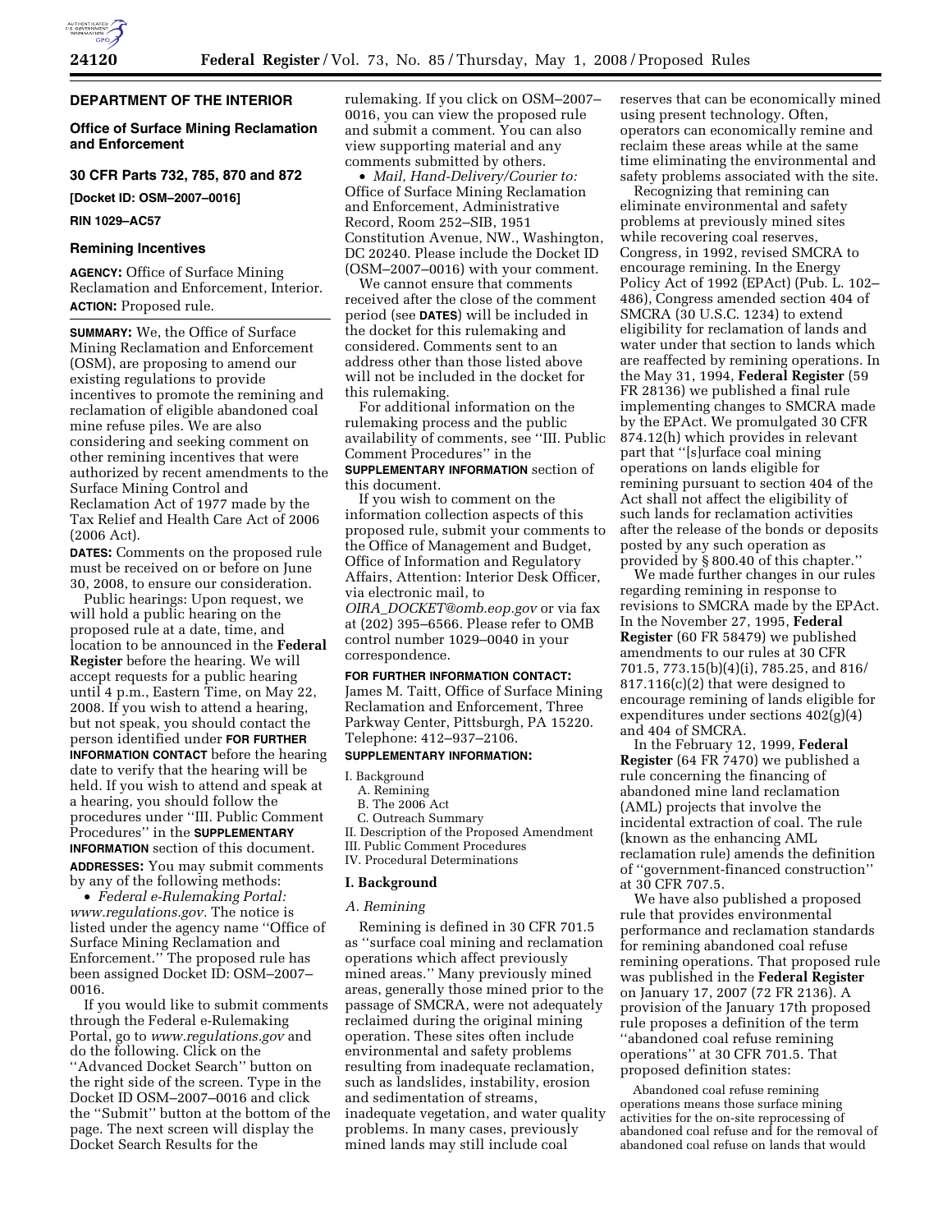**DEPARTMENT OF THE INTERIOR**

**Office of Surface Mining Reclamation and Enforcement**

**30 CFR Parts 732, 785, 870 and 872**

**[Docket ID: OSM–2007–0016]**

**RIN 1029–AC57**

## Remining Incentives

**AGENCY:** Office of Surface Mining Reclamation and Enforcement, Interior.

**ACTION:** Proposed rule.

**SUMMARY:** We, the Office of Surface Mining Reclamation and Enforcement (OSM), are proposing to amend our existing regulations to provide incentives to promote the remining and reclamation of eligible abandoned coal mine refuse piles. We are also considering and seeking comment on other remining incentives that were authorized by recent amendments to the Surface Mining Control and Reclamation Act of 1977 made by the Tax Relief and Health Care Act of 2006 (2006 Act).

**DATES:** Comments on the proposed rule must be received on or before on June 30, 2008, to ensure our consideration.

Public hearings: Upon request, we will hold a public hearing on the proposed rule at a date, time, and location to be announced in the **Federal Register** before the hearing. We will accept requests for a public hearing until 4 p.m., Eastern Time, on May 22, 2008. If you wish to attend a hearing, but not speak, you should contact the person identified under **FOR FURTHER INFORMATION CONTACT** before the hearing date to verify that the hearing will be held. If you wish to attend and speak at a hearing, you should follow the procedures under ''III. Public Comment Procedures'' in the **SUPPLEMENTARY INFORMATION** section of this document.

**ADDRESSES:** You may submit comments by any of the following methods:

- *Federal e-Rulemaking Portal: www.regulations.gov.* The notice is listed under the agency name ''Office of Surface Mining Reclamation and Enforcement.'' The proposed rule has been assigned Docket ID: OSM–2007–0016.

If you would like to submit comments through the Federal e-Rulemaking Portal, go to *www.regulations.gov* and do the following. Click on the ''Advanced Docket Search'' button on the right side of the screen. Type in the Docket ID OSM–2007–0016 and click the ''Submit'' button at the bottom of the page. The next screen will display the Docket Search Results for the rulemaking. If you click on OSM–2007–0016, you can view the proposed rule and submit a comment. You can also view supporting material and any comments submitted by others.

- *Mail, Hand-Delivery/Courier to:* Office of Surface Mining Reclamation and Enforcement, Administrative Record, Room 252–SIB, 1951 Constitution Avenue, NW., Washington, DC 20240. Please include the Docket ID (OSM–2007–0016) with your comment.

We cannot ensure that comments received after the close of the comment period (see **DATES**) will be included in the docket for this rulemaking and considered. Comments sent to an address other than those listed above will not be included in the docket for this rulemaking.

For additional information on the rulemaking process and the public availability of comments, see ''III. Public Comment Procedures'' in the **SUPPLEMENTARY INFORMATION** section of this document.

If you wish to comment on the information collection aspects of this proposed rule, submit your comments to the Office of Management and Budget, Office of Information and Regulatory Affairs, Attention: Interior Desk Officer, via electronic mail, to *OIRA_DOCKET@omb.eop.gov* or via fax at (202) 395–6566. Please refer to OMB control number 1029–0040 in your correspondence.

**FOR FURTHER INFORMATION CONTACT:** James M. Taitt, Office of Surface Mining Reclamation and Enforcement, Three Parkway Center, Pittsburgh, PA 15220. Telephone: 412–937–2106.

**SUPPLEMENTARY INFORMATION:**

I. Background
  A. Remining
  B. The 2006 Act
  C. Outreach Summary
II. Description of the Proposed Amendment
III. Public Comment Procedures
IV. Procedural Determinations

### I. Background

#### *A. Remining*

Remining is defined in 30 CFR 701.5 as ''surface coal mining and reclamation operations which affect previously mined areas.'' Many previously mined areas, generally those mined prior to the passage of SMCRA, were not adequately reclaimed during the original mining operation. These sites often include environmental and safety problems resulting from inadequate reclamation, such as landslides, instability, erosion and sedimentation of streams, inadequate vegetation, and water quality problems. In many cases, previously mined lands may still include coal reserves that can be economically mined using present technology. Often, operators can economically remine and reclaim these areas while at the same time eliminating the environmental and safety problems associated with the site.

Recognizing that remining can eliminate environmental and safety problems at previously mined sites while recovering coal reserves, Congress, in 1992, revised SMCRA to encourage remining. In the Energy Policy Act of 1992 (EPAct) (Pub. L. 102–486), Congress amended section 404 of SMCRA (30 U.S.C. 1234) to extend eligibility for reclamation of lands and water under that section to lands which are reaffected by remining operations. In the May 31, 1994, **Federal Register** (59 FR 28136) we published a final rule implementing changes to SMCRA made by the EPAct. We promulgated 30 CFR 874.12(h) which provides in relevant part that ''[s]urface coal mining operations on lands eligible for remining pursuant to section 404 of the Act shall not affect the eligibility of such lands for reclamation activities after the release of the bonds or deposits posted by any such operation as provided by § 800.40 of this chapter.''

We made further changes in our rules regarding remining in response to revisions to SMCRA made by the EPAct. In the November 27, 1995, **Federal Register** (60 FR 58479) we published amendments to our rules at 30 CFR 701.5, 773.15(b)(4)(i), 785.25, and 816/817.116(c)(2) that were designed to encourage remining of lands eligible for expenditures under sections 402(g)(4) and 404 of SMCRA.

In the February 12, 1999, **Federal Register** (64 FR 7470) we published a rule concerning the financing of abandoned mine land reclamation (AML) projects that involve the incidental extraction of coal. The rule (known as the enhancing AML reclamation rule) amends the definition of ''government-financed construction'' at 30 CFR 707.5.

We have also published a proposed rule that provides environmental performance and reclamation standards for remining abandoned coal refuse remining operations. That proposed rule was published in the **Federal Register** on January 17, 2007 (72 FR 2136). A provision of the January 17th proposed rule proposes a definition of the term ''abandoned coal refuse remining operations'' at 30 CFR 701.5. That proposed definition states:

> Abandoned coal refuse remining operations means those surface mining activities for the on-site reprocessing of abandoned coal refuse and for the removal of abandoned coal refuse on lands that would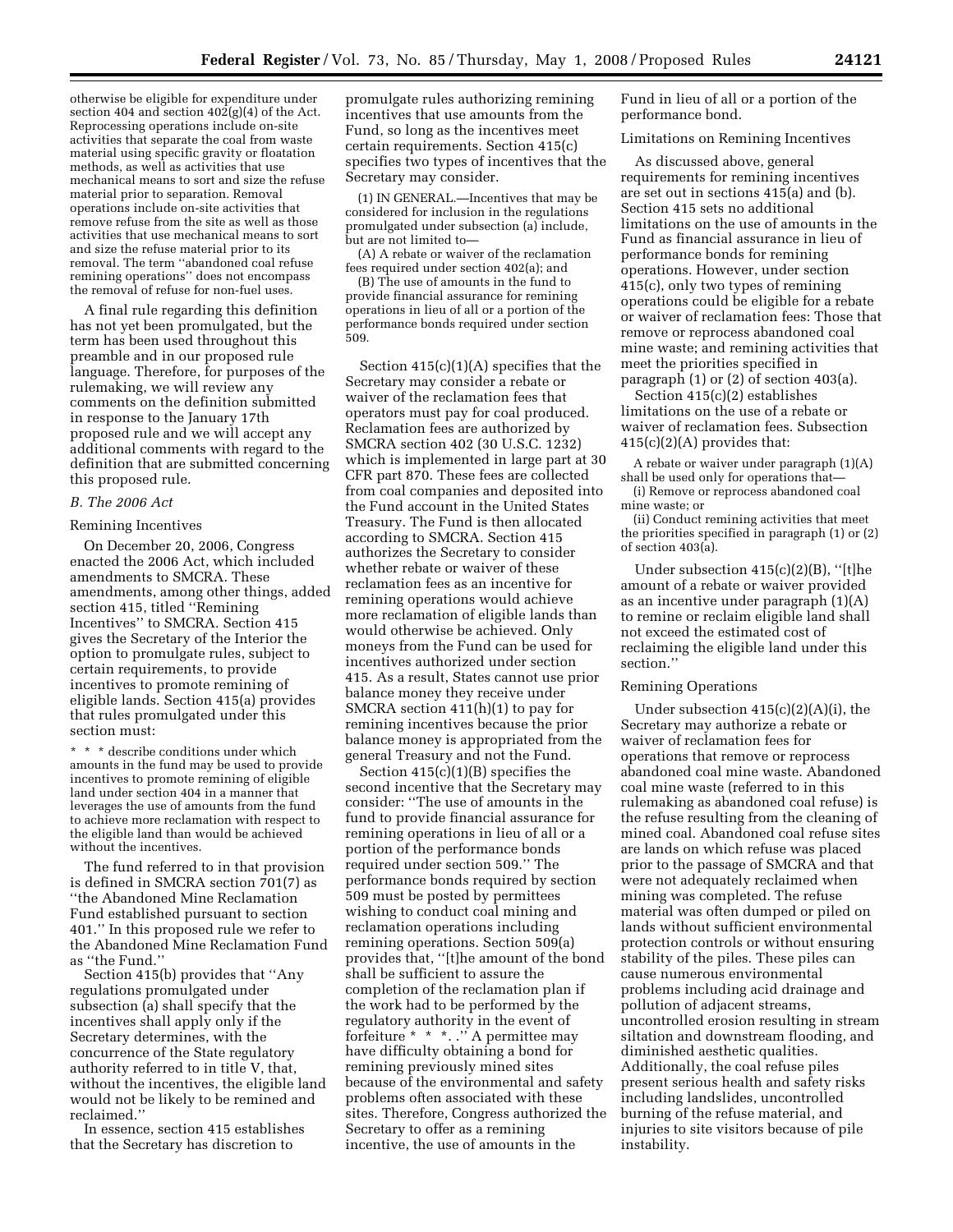otherwise be eligible for expenditure under section 404 and section 402(g)(4) of the Act. Reprocessing operations include on-site activities that separate the coal from waste material using specific gravity or floatation methods, as well as activities that use mechanical means to sort and size the refuse material prior to separation. Removal operations include on-site activities that remove refuse from the site as well as those activities that use mechanical means to sort and size the refuse material prior to its removal. The term ''abandoned coal refuse remining operations'' does not encompass the removal of refuse for non-fuel uses.

A final rule regarding this definition has not yet been promulgated, but the term has been used throughout this preamble and in our proposed rule language. Therefore, for purposes of the rulemaking, we will review any comments on the definition submitted in response to the January 17th proposed rule and we will accept any additional comments with regard to the definition that are submitted concerning this proposed rule.

### *B. The 2006 Act*

#### Remining Incentives

On December 20, 2006, Congress enacted the 2006 Act, which included amendments to SMCRA. These amendments, among other things, added section 415, titled ''Remining Incentives'' to SMCRA. Section 415 gives the Secretary of the Interior the option to promulgate rules, subject to certain requirements, to provide incentives to promote remining of eligible lands. Section 415(a) provides that rules promulgated under this section must:

> * * * describe conditions under which amounts in the fund may be used to provide incentives to promote remining of eligible land under section 404 in a manner that leverages the use of amounts from the fund to achieve more reclamation with respect to the eligible land than would be achieved without the incentives.

The fund referred to in that provision is defined in SMCRA section 701(7) as ''the Abandoned Mine Reclamation Fund established pursuant to section 401.'' In this proposed rule we refer to the Abandoned Mine Reclamation Fund as ''the Fund.''

Section 415(b) provides that ''Any regulations promulgated under subsection (a) shall specify that the incentives shall apply only if the Secretary determines, with the concurrence of the State regulatory authority referred to in title V, that, without the incentives, the eligible land would not be likely to be remined and reclaimed.''

In essence, section 415 establishes that the Secretary has discretion to promulgate rules authorizing remining incentives that use amounts from the Fund, so long as the incentives meet certain requirements. Section 415(c) specifies two types of incentives that the Secretary may consider.

> (1) IN GENERAL.—Incentives that may be considered for inclusion in the regulations promulgated under subsection (a) include, but are not limited to—
>
> (A) A rebate or waiver of the reclamation fees required under section 402(a); and
>
> (B) The use of amounts in the fund to provide financial assurance for remining operations in lieu of all or a portion of the performance bonds required under section 509.

Section 415(c)(1)(A) specifies that the Secretary may consider a rebate or waiver of the reclamation fees that operators must pay for coal produced. Reclamation fees are authorized by SMCRA section 402 (30 U.S.C. 1232) which is implemented in large part at 30 CFR part 870. These fees are collected from coal companies and deposited into the Fund account in the United States Treasury. The Fund is then allocated according to SMCRA. Section 415 authorizes the Secretary to consider whether rebate or waiver of these reclamation fees as an incentive for remining operations would achieve more reclamation of eligible lands than would otherwise be achieved. Only moneys from the Fund can be used for incentives authorized under section 415. As a result, States cannot use prior balance money they receive under SMCRA section 411(h)(1) to pay for remining incentives because the prior balance money is appropriated from the general Treasury and not the Fund.

Section 415(c)(1)(B) specifies the second incentive that the Secretary may consider: ''The use of amounts in the fund to provide financial assurance for remining operations in lieu of all or a portion of the performance bonds required under section 509.'' The performance bonds required by section 509 must be posted by permittees wishing to conduct coal mining and reclamation operations including remining operations. Section 509(a) provides that, ''[t]he amount of the bond shall be sufficient to assure the completion of the reclamation plan if the work had to be performed by the regulatory authority in the event of forfeiture * * *. .'' A permittee may have difficulty obtaining a bond for remining previously mined sites because of the environmental and safety problems often associated with these sites. Therefore, Congress authorized the Secretary to offer as a remining incentive, the use of amounts in the Fund in lieu of all or a portion of the performance bond.

#### Limitations on Remining Incentives

As discussed above, general requirements for remining incentives are set out in sections 415(a) and (b). Section 415 sets no additional limitations on the use of amounts in the Fund as financial assurance in lieu of performance bonds for remining operations. However, under section 415(c), only two types of remining operations could be eligible for a rebate or waiver of reclamation fees: Those that remove or reprocess abandoned coal mine waste; and remining activities that meet the priorities specified in paragraph (1) or (2) of section 403(a).

Section 415(c)(2) establishes limitations on the use of a rebate or waiver of reclamation fees. Subsection 415(c)(2)(A) provides that:

> A rebate or waiver under paragraph (1)(A) shall be used only for operations that—
>
> (i) Remove or reprocess abandoned coal mine waste; or
>
> (ii) Conduct remining activities that meet the priorities specified in paragraph (1) or (2) of section 403(a).

Under subsection 415(c)(2)(B), ''[t]he amount of a rebate or waiver provided as an incentive under paragraph (1)(A) to remine or reclaim eligible land shall not exceed the estimated cost of reclaiming the eligible land under this section.''

#### Remining Operations

Under subsection 415(c)(2)(A)(i), the Secretary may authorize a rebate or waiver of reclamation fees for operations that remove or reprocess abandoned coal mine waste. Abandoned coal mine waste (referred to in this rulemaking as abandoned coal refuse) is the refuse resulting from the cleaning of mined coal. Abandoned coal refuse sites are lands on which refuse was placed prior to the passage of SMCRA and that were not adequately reclaimed when mining was completed. The refuse material was often dumped or piled on lands without sufficient environmental protection controls or without ensuring stability of the piles. These piles can cause numerous environmental problems including acid drainage and pollution of adjacent streams, uncontrolled erosion resulting in stream siltation and downstream flooding, and diminished aesthetic qualities. Additionally, the coal refuse piles present serious health and safety risks including landslides, uncontrolled burning of the refuse material, and injuries to site visitors because of pile instability.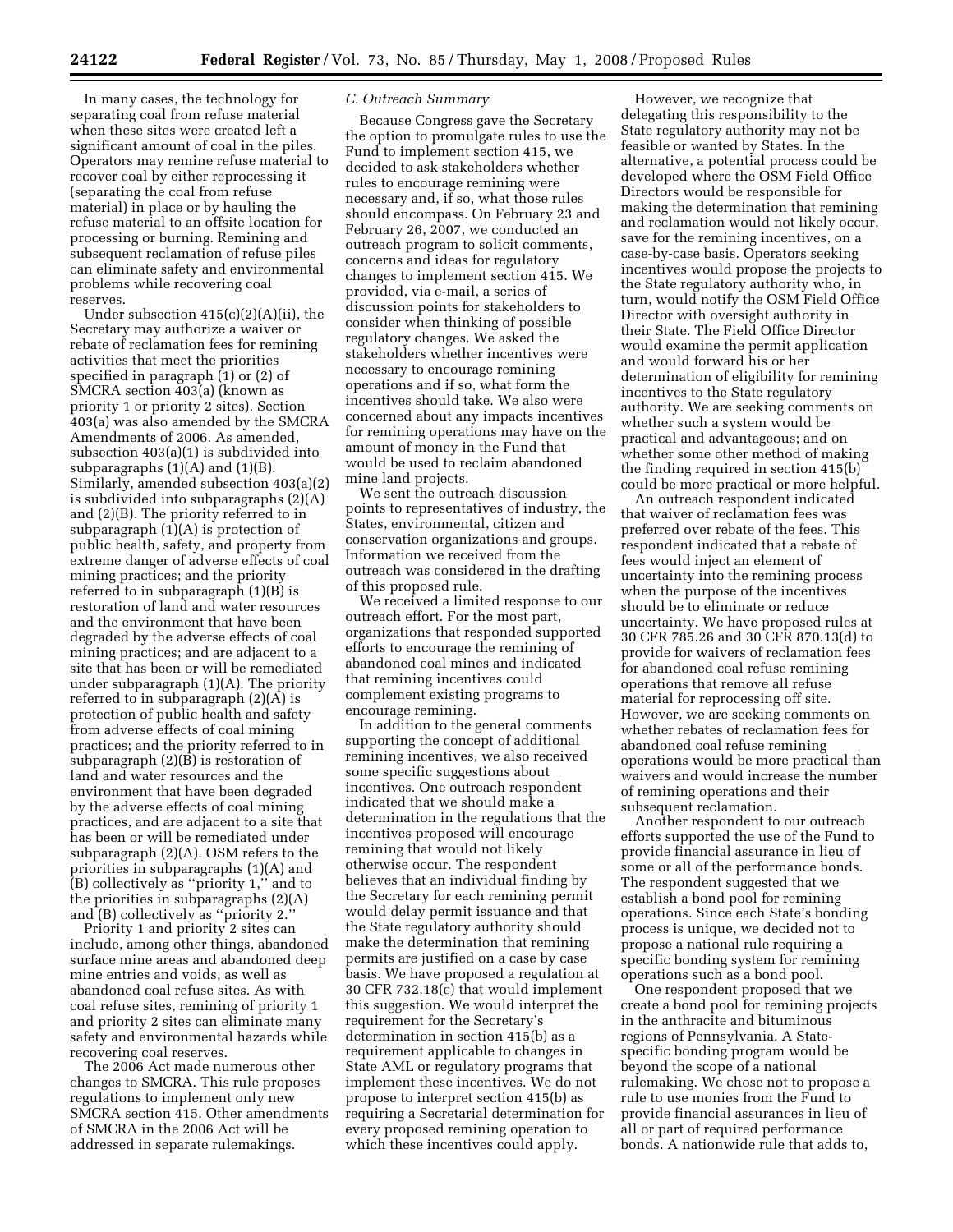In many cases, the technology for separating coal from refuse material when these sites were created left a significant amount of coal in the piles. Operators may remine refuse material to recover coal by either reprocessing it (separating the coal from refuse material) in place or by hauling the refuse material to an offsite location for processing or burning. Remining and subsequent reclamation of refuse piles can eliminate safety and environmental problems while recovering coal reserves.

Under subsection 415(c)(2)(A)(ii), the Secretary may authorize a waiver or rebate of reclamation fees for remining activities that meet the priorities specified in paragraph (1) or (2) of SMCRA section 403(a) (known as priority 1 or priority 2 sites). Section 403(a) was also amended by the SMCRA Amendments of 2006. As amended, subsection 403(a)(1) is subdivided into subparagraphs (1)(A) and (1)(B). Similarly, amended subsection 403(a)(2) is subdivided into subparagraphs (2)(A) and (2)(B). The priority referred to in subparagraph (1)(A) is protection of public health, safety, and property from extreme danger of adverse effects of coal mining practices; and the priority referred to in subparagraph (1)(B) is restoration of land and water resources and the environment that have been degraded by the adverse effects of coal mining practices; and are adjacent to a site that has been or will be remediated under subparagraph (1)(A). The priority referred to in subparagraph (2)(A) is protection of public health and safety from adverse effects of coal mining practices; and the priority referred to in subparagraph (2)(B) is restoration of land and water resources and the environment that have been degraded by the adverse effects of coal mining practices, and are adjacent to a site that has been or will be remediated under subparagraph (2)(A). OSM refers to the priorities in subparagraphs (1)(A) and (B) collectively as ''priority 1,'' and to the priorities in subparagraphs (2)(A) and (B) collectively as ''priority 2.''

Priority 1 and priority 2 sites can include, among other things, abandoned surface mine areas and abandoned deep mine entries and voids, as well as abandoned coal refuse sites. As with coal refuse sites, remining of priority 1 and priority 2 sites can eliminate many safety and environmental hazards while recovering coal reserves.

The 2006 Act made numerous other changes to SMCRA. This rule proposes regulations to implement only new SMCRA section 415. Other amendments of SMCRA in the 2006 Act will be addressed in separate rulemakings.

### C. Outreach Summary

Because Congress gave the Secretary the option to promulgate rules to use the Fund to implement section 415, we decided to ask stakeholders whether rules to encourage remining were necessary and, if so, what those rules should encompass. On February 23 and February 26, 2007, we conducted an outreach program to solicit comments, concerns and ideas for regulatory changes to implement section 415. We provided, via e-mail, a series of discussion points for stakeholders to consider when thinking of possible regulatory changes. We asked the stakeholders whether incentives were necessary to encourage remining operations and if so, what form the incentives should take. We also were concerned about any impacts incentives for remining operations may have on the amount of money in the Fund that would be used to reclaim abandoned mine land projects.

We sent the outreach discussion points to representatives of industry, the States, environmental, citizen and conservation organizations and groups. Information we received from the outreach was considered in the drafting of this proposed rule.

We received a limited response to our outreach effort. For the most part, organizations that responded supported efforts to encourage the remining of abandoned coal mines and indicated that remining incentives could complement existing programs to encourage remining.

In addition to the general comments supporting the concept of additional remining incentives, we also received some specific suggestions about incentives. One outreach respondent indicated that we should make a determination in the regulations that the incentives proposed will encourage remining that would not likely otherwise occur. The respondent believes that an individual finding by the Secretary for each remining permit would delay permit issuance and that the State regulatory authority should make the determination that remining permits are justified on a case by case basis. We have proposed a regulation at 30 CFR 732.18(c) that would implement this suggestion. We would interpret the requirement for the Secretary's determination in section 415(b) as a requirement applicable to changes in State AML or regulatory programs that implement these incentives. We do not propose to interpret section 415(b) as requiring a Secretarial determination for every proposed remining operation to which these incentives could apply.

However, we recognize that delegating this responsibility to the State regulatory authority may not be feasible or wanted by States. In the alternative, a potential process could be developed where the OSM Field Office Directors would be responsible for making the determination that remining and reclamation would not likely occur, save for the remining incentives, on a case-by-case basis. Operators seeking incentives would propose the projects to the State regulatory authority who, in turn, would notify the OSM Field Office Director with oversight authority in their State. The Field Office Director would examine the permit application and would forward his or her determination of eligibility for remining incentives to the State regulatory authority. We are seeking comments on whether such a system would be practical and advantageous; and on whether some other method of making the finding required in section 415(b) could be more practical or more helpful.

An outreach respondent indicated that waiver of reclamation fees was preferred over rebate of the fees. This respondent indicated that a rebate of fees would inject an element of uncertainty into the remining process when the purpose of the incentives should be to eliminate or reduce uncertainty. We have proposed rules at 30 CFR 785.26 and 30 CFR 870.13(d) to provide for waivers of reclamation fees for abandoned coal refuse remining operations that remove all refuse material for reprocessing off site. However, we are seeking comments on whether rebates of reclamation fees for abandoned coal refuse remining operations would be more practical than waivers and would increase the number of remining operations and their subsequent reclamation.

Another respondent to our outreach efforts supported the use of the Fund to provide financial assurance in lieu of some or all of the performance bonds. The respondent suggested that we establish a bond pool for remining operations. Since each State's bonding process is unique, we decided not to propose a national rule requiring a specific bonding system for remining operations such as a bond pool.

One respondent proposed that we create a bond pool for remining projects in the anthracite and bituminous regions of Pennsylvania. A State-specific bonding program would be beyond the scope of a national rulemaking. We chose not to propose a rule to use monies from the Fund to provide financial assurances in lieu of all or part of required performance bonds. A nationwide rule that adds to,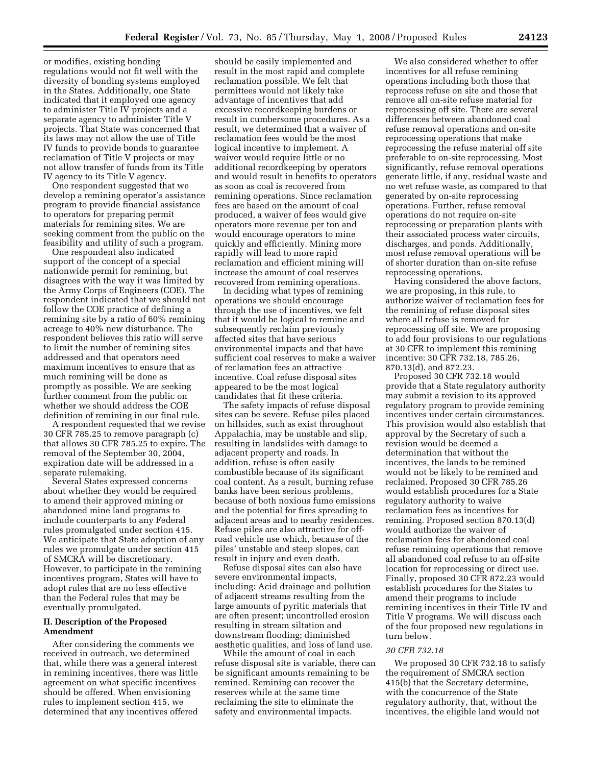or modifies, existing bonding regulations would not fit well with the diversity of bonding systems employed in the States. Additionally, one State indicated that it employed one agency to administer Title IV projects and a separate agency to administer Title V projects. That State was concerned that its laws may not allow the use of Title IV funds to provide bonds to guarantee reclamation of Title V projects or may not allow transfer of funds from its Title IV agency to its Title V agency.

One respondent suggested that we develop a remining operator's assistance program to provide financial assistance to operators for preparing permit materials for remining sites. We are seeking comment from the public on the feasibility and utility of such a program.

One respondent also indicated support of the concept of a special nationwide permit for remining, but disagrees with the way it was limited by the Army Corps of Engineers (COE). The respondent indicated that we should not follow the COE practice of defining a remining site by a ratio of 60% remining acreage to 40% new disturbance. The respondent believes this ratio will serve to limit the number of remining sites addressed and that operators need maximum incentives to ensure that as much remining will be done as promptly as possible. We are seeking further comment from the public on whether we should address the COE definition of remining in our final rule.

A respondent requested that we revise 30 CFR 785.25 to remove paragraph (c) that allows 30 CFR 785.25 to expire. The removal of the September 30, 2004, expiration date will be addressed in a separate rulemaking.

Several States expressed concerns about whether they would be required to amend their approved mining or abandoned mine land programs to include counterparts to any Federal rules promulgated under section 415. We anticipate that State adoption of any rules we promulgate under section 415 of SMCRA will be discretionary. However, to participate in the remining incentives program, States will have to adopt rules that are no less effective than the Federal rules that may be eventually promulgated.

## II. Description of the Proposed Amendment

After considering the comments we received in outreach, we determined that, while there was a general interest in remining incentives, there was little agreement on what specific incentives should be offered. When envisioning rules to implement section 415, we determined that any incentives offered should be easily implemented and result in the most rapid and complete reclamation possible. We felt that permittees would not likely take advantage of incentives that add excessive recordkeeping burdens or result in cumbersome procedures. As a result, we determined that a waiver of reclamation fees would be the most logical incentive to implement. A waiver would require little or no additional recordkeeping by operators and would result in benefits to operators as soon as coal is recovered from remining operations. Since reclamation fees are based on the amount of coal produced, a waiver of fees would give operators more revenue per ton and would encourage operators to mine quickly and efficiently. Mining more rapidly will lead to more rapid reclamation and efficient mining will increase the amount of coal reserves recovered from remining operations.

In deciding what types of remining operations we should encourage through the use of incentives, we felt that it would be logical to remine and subsequently reclaim previously affected sites that have serious environmental impacts and that have sufficient coal reserves to make a waiver of reclamation fees an attractive incentive. Coal refuse disposal sites appeared to be the most logical candidates that fit these criteria.

The safety impacts of refuse disposal sites can be severe. Refuse piles placed on hillsides, such as exist throughout Appalachia, may be unstable and slip, resulting in landslides with damage to adjacent property and roads. In addition, refuse is often easily combustible because of its significant coal content. As a result, burning refuse banks have been serious problems, because of both noxious fume emissions and the potential for fires spreading to adjacent areas and to nearby residences. Refuse piles are also attractive for off-road vehicle use which, because of the piles' unstable and steep slopes, can result in injury and even death.

Refuse disposal sites can also have severe environmental impacts, including: Acid drainage and pollution of adjacent streams resulting from the large amounts of pyritic materials that are often present; uncontrolled erosion resulting in stream siltation and downstream flooding; diminished aesthetic qualities, and loss of land use.

While the amount of coal in each refuse disposal site is variable, there can be significant amounts remaining to be remined. Remining can recover the reserves while at the same time reclaiming the site to eliminate the safety and environmental impacts.

We also considered whether to offer incentives for all refuse remining operations including both those that reprocess refuse on site and those that remove all on-site refuse material for reprocessing off site. There are several differences between abandoned coal refuse removal operations and on-site reprocessing operations that make reprocessing the refuse material off site preferable to on-site reprocessing. Most significantly, refuse removal operations generate little, if any, residual waste and no wet refuse waste, as compared to that generated by on-site reprocessing operations. Further, refuse removal operations do not require on-site reprocessing or preparation plants with their associated process water circuits, discharges, and ponds. Additionally, most refuse removal operations will be of shorter duration than on-site refuse reprocessing operations.

Having considered the above factors, we are proposing, in this rule, to authorize waiver of reclamation fees for the remining of refuse disposal sites where all refuse is removed for reprocessing off site. We are proposing to add four provisions to our regulations at 30 CFR to implement this remining incentive: 30 CFR 732.18, 785.26, 870.13(d), and 872.23.

Proposed 30 CFR 732.18 would provide that a State regulatory authority may submit a revision to its approved regulatory program to provide remining incentives under certain circumstances. This provision would also establish that approval by the Secretary of such a revision would be deemed a determination that without the incentives, the lands to be remined would not be likely to be remined and reclaimed. Proposed 30 CFR 785.26 would establish procedures for a State regulatory authority to waive reclamation fees as incentives for remining. Proposed section 870.13(d) would authorize the waiver of reclamation fees for abandoned coal refuse remining operations that remove all abandoned coal refuse to an off-site location for reprocessing or direct use. Finally, proposed 30 CFR 872.23 would establish procedures for the States to amend their programs to include remining incentives in their Title IV and Title V programs. We will discuss each of the four proposed new regulations in turn below.

### *30 CFR 732.18*

We proposed 30 CFR 732.18 to satisfy the requirement of SMCRA section 415(b) that the Secretary determine, with the concurrence of the State regulatory authority, that, without the incentives, the eligible land would not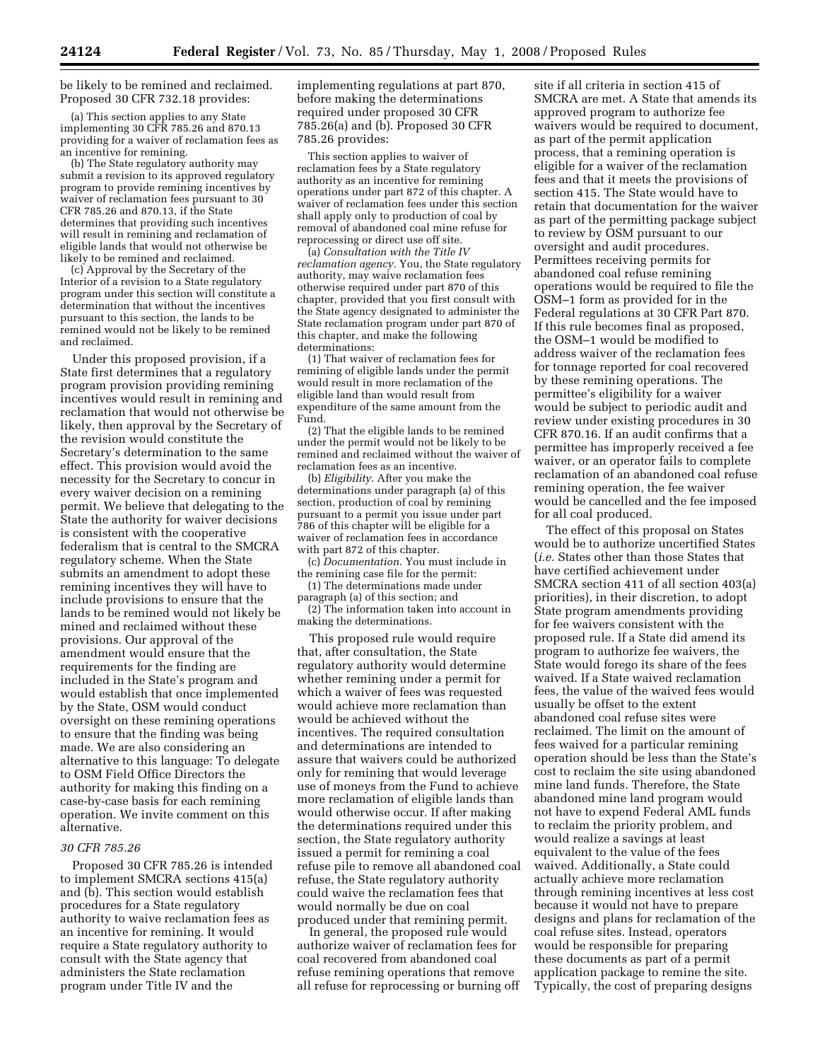be likely to be remined and reclaimed. Proposed 30 CFR 732.18 provides:

(a) This section applies to any State implementing 30 CFR 785.26 and 870.13 providing for a waiver of reclamation fees as an incentive for remining.

(b) The State regulatory authority may submit a revision to its approved regulatory program to provide remining incentives by waiver of reclamation fees pursuant to 30 CFR 785.26 and 870.13, if the State determines that providing such incentives will result in remining and reclamation of eligible lands that would not otherwise be likely to be remined and reclaimed.

(c) Approval by the Secretary of the Interior of a revision to a State regulatory program under this section will constitute a determination that without the incentives pursuant to this section, the lands to be remined would not be likely to be remined and reclaimed.

Under this proposed provision, if a State first determines that a regulatory program provision providing remining incentives would result in remining and reclamation that would not otherwise be likely, then approval by the Secretary of the revision would constitute the Secretary's determination to the same effect. This provision would avoid the necessity for the Secretary to concur in every waiver decision on a remining permit. We believe that delegating to the State the authority for waiver decisions is consistent with the cooperative federalism that is central to the SMCRA regulatory scheme. When the State submits an amendment to adopt these remining incentives they will have to include provisions to ensure that the lands to be remined would not likely be mined and reclaimed without these provisions. Our approval of the amendment would ensure that the requirements for the finding are included in the State's program and would establish that once implemented by the State, OSM would conduct oversight on these remining operations to ensure that the finding was being made. We are also considering an alternative to this language: To delegate to OSM Field Office Directors the authority for making this finding on a case-by-case basis for each remining operation. We invite comment on this alternative.

### *30 CFR 785.26*

Proposed 30 CFR 785.26 is intended to implement SMCRA sections 415(a) and (b). This section would establish procedures for a State regulatory authority to waive reclamation fees as an incentive for remining. It would require a State regulatory authority to consult with the State agency that administers the State reclamation program under Title IV and the implementing regulations at part 870, before making the determinations required under proposed 30 CFR 785.26(a) and (b). Proposed 30 CFR 785.26 provides:

This section applies to waiver of reclamation fees by a State regulatory authority as an incentive for remining operations under part 872 of this chapter. A waiver of reclamation fees under this section shall apply only to production of coal by removal of abandoned coal mine refuse for reprocessing or direct use off site.

(a) *Consultation with the Title IV reclamation agency.* You, the State regulatory authority, may waive reclamation fees otherwise required under part 870 of this chapter, provided that you first consult with the State agency designated to administer the State reclamation program under part 870 of this chapter, and make the following determinations:

(1) That waiver of reclamation fees for remining of eligible lands under the permit would result in more reclamation of the eligible land than would result from expenditure of the same amount from the Fund.

(2) That the eligible lands to be remined under the permit would not be likely to be remined and reclaimed without the waiver of reclamation fees as an incentive.

(b) *Eligibility.* After you make the determinations under paragraph (a) of this section, production of coal by remining pursuant to a permit you issue under part 786 of this chapter will be eligible for a waiver of reclamation fees in accordance with part 872 of this chapter.

(c) *Documentation.* You must include in the remining case file for the permit:

(1) The determinations made under paragraph (a) of this section; and

(2) The information taken into account in making the determinations.

This proposed rule would require that, after consultation, the State regulatory authority would determine whether remining under a permit for which a waiver of fees was requested would achieve more reclamation than would be achieved without the incentives. The required consultation and determinations are intended to assure that waivers could be authorized only for remining that would leverage use of moneys from the Fund to achieve more reclamation of eligible lands than would otherwise occur. If after making the determinations required under this section, the State regulatory authority issued a permit for remining a coal refuse pile to remove all abandoned coal refuse, the State regulatory authority could waive the reclamation fees that would normally be due on coal produced under that remining permit.

In general, the proposed rule would authorize waiver of reclamation fees for coal recovered from abandoned coal refuse remining operations that remove all refuse for reprocessing or burning off site if all criteria in section 415 of SMCRA are met. A State that amends its approved program to authorize fee waivers would be required to document, as part of the permit application process, that a remining operation is eligible for a waiver of the reclamation fees and that it meets the provisions of section 415. The State would have to retain that documentation for the waiver as part of the permitting package subject to review by OSM pursuant to our oversight and audit procedures. Permittees receiving permits for abandoned coal refuse remining operations would be required to file the OSM–1 form as provided for in the Federal regulations at 30 CFR Part 870. If this rule becomes final as proposed, the OSM–1 would be modified to address waiver of the reclamation fees for tonnage reported for coal recovered by these remining operations. The permittee's eligibility for a waiver would be subject to periodic audit and review under existing procedures in 30 CFR 870.16. If an audit confirms that a permittee has improperly received a fee waiver, or an operator fails to complete reclamation of an abandoned coal refuse remining operation, the fee waiver would be cancelled and the fee imposed for all coal produced.

The effect of this proposal on States would be to authorize uncertified States (*i.e.* States other than those States that have certified achievement under SMCRA section 411 of all section 403(a) priorities), in their discretion, to adopt State program amendments providing for fee waivers consistent with the proposed rule. If a State did amend its program to authorize fee waivers, the State would forego its share of the fees waived. If a State waived reclamation fees, the value of the waived fees would usually be offset to the extent abandoned coal refuse sites were reclaimed. The limit on the amount of fees waived for a particular remining operation should be less than the State's cost to reclaim the site using abandoned mine land funds. Therefore, the State abandoned mine land program would not have to expend Federal AML funds to reclaim the priority problem, and would realize a savings at least equivalent to the value of the fees waived. Additionally, a State could actually achieve more reclamation through remining incentives at less cost because it would not have to prepare designs and plans for reclamation of the coal refuse sites. Instead, operators would be responsible for preparing these documents as part of a permit application package to remine the site. Typically, the cost of preparing designs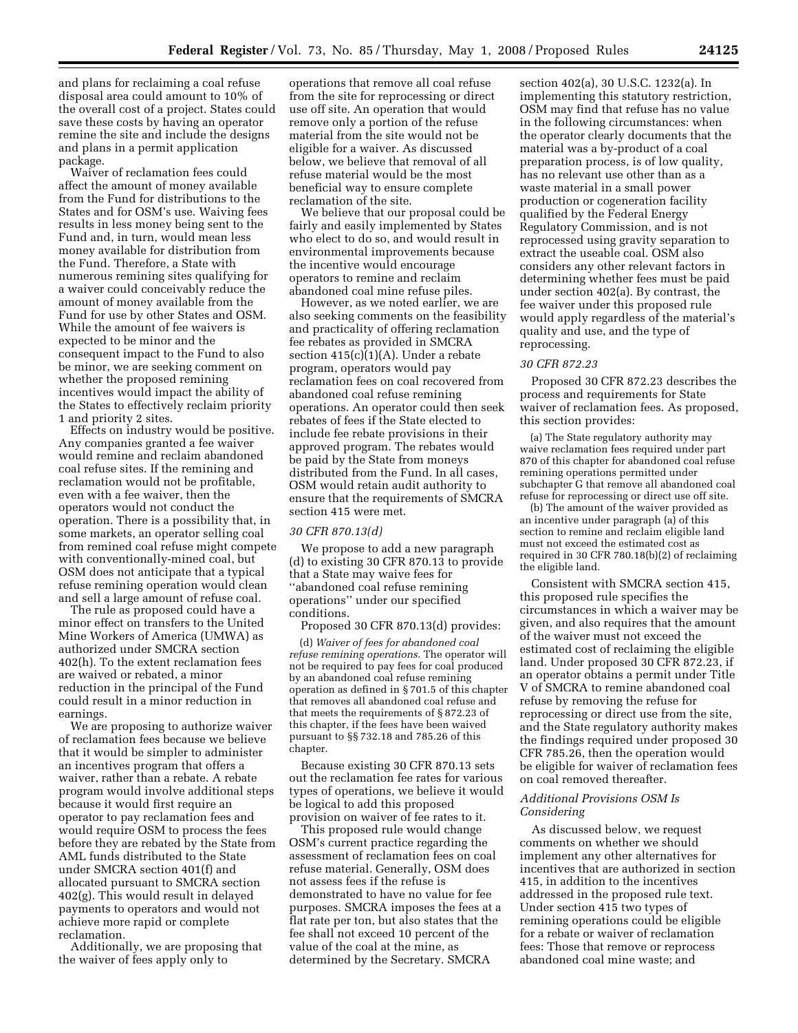and plans for reclaiming a coal refuse disposal area could amount to 10% of the overall cost of a project. States could save these costs by having an operator remine the site and include the designs and plans in a permit application package.

Waiver of reclamation fees could affect the amount of money available from the Fund for distributions to the States and for OSM's use. Waiving fees results in less money being sent to the Fund and, in turn, would mean less money available for distribution from the Fund. Therefore, a State with numerous remining sites qualifying for a waiver could conceivably reduce the amount of money available from the Fund for use by other States and OSM. While the amount of fee waivers is expected to be minor and the consequent impact to the Fund to also be minor, we are seeking comment on whether the proposed remining incentives would impact the ability of the States to effectively reclaim priority 1 and priority 2 sites.

Effects on industry would be positive. Any companies granted a fee waiver would remine and reclaim abandoned coal refuse sites. If the remining and reclamation would not be profitable, even with a fee waiver, then the operators would not conduct the operation. There is a possibility that, in some markets, an operator selling coal from remined coal refuse might compete with conventionally-mined coal, but OSM does not anticipate that a typical refuse remining operation would clean and sell a large amount of refuse coal.

The rule as proposed could have a minor effect on transfers to the United Mine Workers of America (UMWA) as authorized under SMCRA section 402(h). To the extent reclamation fees are waived or rebated, a minor reduction in the principal of the Fund could result in a minor reduction in earnings.

We are proposing to authorize waiver of reclamation fees because we believe that it would be simpler to administer an incentives program that offers a waiver, rather than a rebate. A rebate program would involve additional steps because it would first require an operator to pay reclamation fees and would require OSM to process the fees before they are rebated by the State from AML funds distributed to the State under SMCRA section 401(f) and allocated pursuant to SMCRA section 402(g). This would result in delayed payments to operators and would not achieve more rapid or complete reclamation.

Additionally, we are proposing that the waiver of fees apply only to operations that remove all coal refuse from the site for reprocessing or direct use off site. An operation that would remove only a portion of the refuse material from the site would not be eligible for a waiver. As discussed below, we believe that removal of all refuse material would be the most beneficial way to ensure complete reclamation of the site.

We believe that our proposal could be fairly and easily implemented by States who elect to do so, and would result in environmental improvements because the incentive would encourage operators to remine and reclaim abandoned coal mine refuse piles.

However, as we noted earlier, we are also seeking comments on the feasibility and practicality of offering reclamation fee rebates as provided in SMCRA section 415(c)(1)(A). Under a rebate program, operators would pay reclamation fees on coal recovered from abandoned coal refuse remining operations. An operator could then seek rebates of fees if the State elected to include fee rebate provisions in their approved program. The rebates would be paid by the State from moneys distributed from the Fund. In all cases, OSM would retain audit authority to ensure that the requirements of SMCRA section 415 were met.

*30 CFR 870.13(d)*

We propose to add a new paragraph (d) to existing 30 CFR 870.13 to provide that a State may waive fees for "abandoned coal refuse remining operations" under our specified conditions.

Proposed 30 CFR 870.13(d) provides:

> (d) *Waiver of fees for abandoned coal refuse remining operations.* The operator will not be required to pay fees for coal produced by an abandoned coal refuse remining operation as defined in § 701.5 of this chapter that removes all abandoned coal refuse and that meets the requirements of § 872.23 of this chapter, if the fees have been waived pursuant to §§ 732.18 and 785.26 of this chapter.

Because existing 30 CFR 870.13 sets out the reclamation fee rates for various types of operations, we believe it would be logical to add this proposed provision on waiver of fee rates to it.

This proposed rule would change OSM's current practice regarding the assessment of reclamation fees on coal refuse material. Generally, OSM does not assess fees if the refuse is demonstrated to have no value for fee purposes. SMCRA imposes the fees at a flat rate per ton, but also states that the fee shall not exceed 10 percent of the value of the coal at the mine, as determined by the Secretary. SMCRA section 402(a), 30 U.S.C. 1232(a). In implementing this statutory restriction, OSM may find that refuse has no value in the following circumstances: when the operator clearly documents that the material was a by-product of a coal preparation process, is of low quality, has no relevant use other than as a waste material in a small power production or cogeneration facility qualified by the Federal Energy Regulatory Commission, and is not reprocessed using gravity separation to extract the useable coal. OSM also considers any other relevant factors in determining whether fees must be paid under section 402(a). By contrast, the fee waiver under this proposed rule would apply regardless of the material's quality and use, and the type of reprocessing.

*30 CFR 872.23*

Proposed 30 CFR 872.23 describes the process and requirements for State waiver of reclamation fees. As proposed, this section provides:

> (a) The State regulatory authority may waive reclamation fees required under part 870 of this chapter for abandoned coal refuse remining operations permitted under subchapter G that remove all abandoned coal refuse for reprocessing or direct use off site.
>
> (b) The amount of the waiver provided as an incentive under paragraph (a) of this section to remine and reclaim eligible land must not exceed the estimated cost as required in 30 CFR 780.18(b)(2) of reclaiming the eligible land.

Consistent with SMCRA section 415, this proposed rule specifies the circumstances in which a waiver may be given, and also requires that the amount of the waiver must not exceed the estimated cost of reclaiming the eligible land. Under proposed 30 CFR 872.23, if an operator obtains a permit under Title V of SMCRA to remine abandoned coal refuse by removing the refuse for reprocessing or direct use from the site, and the State regulatory authority makes the findings required under proposed 30 CFR 785.26, then the operation would be eligible for waiver of reclamation fees on coal removed thereafter.

*Additional Provisions OSM Is Considering*

As discussed below, we request comments on whether we should implement any other alternatives for incentives that are authorized in section 415, in addition to the incentives addressed in the proposed rule text. Under section 415 two types of remining operations could be eligible for a rebate or waiver of reclamation fees: Those that remove or reprocess abandoned coal mine waste; and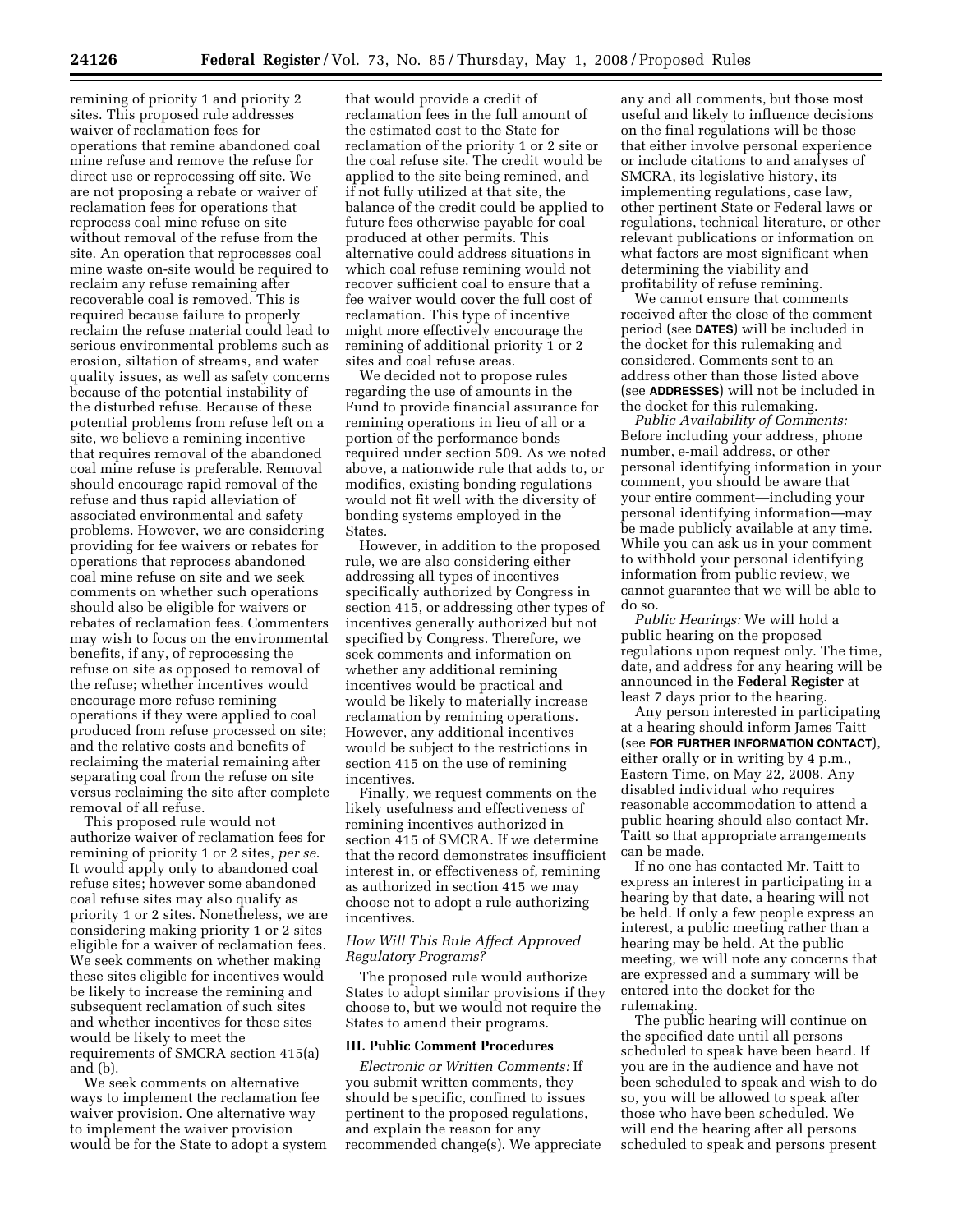remining of priority 1 and priority 2 sites. This proposed rule addresses waiver of reclamation fees for operations that remine abandoned coal mine refuse and remove the refuse for direct use or reprocessing off site. We are not proposing a rebate or waiver of reclamation fees for operations that reprocess coal mine refuse on site without removal of the refuse from the site. An operation that reprocesses coal mine waste on-site would be required to reclaim any refuse remaining after recoverable coal is removed. This is required because failure to properly reclaim the refuse material could lead to serious environmental problems such as erosion, siltation of streams, and water quality issues, as well as safety concerns because of the potential instability of the disturbed refuse. Because of these potential problems from refuse left on a site, we believe a remining incentive that requires removal of the abandoned coal mine refuse is preferable. Removal should encourage rapid removal of the refuse and thus rapid alleviation of associated environmental and safety problems. However, we are considering providing for fee waivers or rebates for operations that reprocess abandoned coal mine refuse on site and we seek comments on whether such operations should also be eligible for waivers or rebates of reclamation fees. Commenters may wish to focus on the environmental benefits, if any, of reprocessing the refuse on site as opposed to removal of the refuse; whether incentives would encourage more refuse remining operations if they were applied to coal produced from refuse processed on site; and the relative costs and benefits of reclaiming the material remaining after separating coal from the refuse on site versus reclaiming the site after complete removal of all refuse.

This proposed rule would not authorize waiver of reclamation fees for remining of priority 1 or 2 sites, *per se*. It would apply only to abandoned coal refuse sites; however some abandoned coal refuse sites may also qualify as priority 1 or 2 sites. Nonetheless, we are considering making priority 1 or 2 sites eligible for a waiver of reclamation fees. We seek comments on whether making these sites eligible for incentives would be likely to increase the remining and subsequent reclamation of such sites and whether incentives for these sites would be likely to meet the requirements of SMCRA section 415(a) and (b).

We seek comments on alternative ways to implement the reclamation fee waiver provision. One alternative way to implement the waiver provision would be for the State to adopt a system that would provide a credit of reclamation fees in the full amount of the estimated cost to the State for reclamation of the priority 1 or 2 site or the coal refuse site. The credit would be applied to the site being remined, and if not fully utilized at that site, the balance of the credit could be applied to future fees otherwise payable for coal produced at other permits. This alternative could address situations in which coal refuse remining would not recover sufficient coal to ensure that a fee waiver would cover the full cost of reclamation. This type of incentive might more effectively encourage the remining of additional priority 1 or 2 sites and coal refuse areas.

We decided not to propose rules regarding the use of amounts in the Fund to provide financial assurance for remining operations in lieu of all or a portion of the performance bonds required under section 509. As we noted above, a nationwide rule that adds to, or modifies, existing bonding regulations would not fit well with the diversity of bonding systems employed in the States.

However, in addition to the proposed rule, we are also considering either addressing all types of incentives specifically authorized by Congress in section 415, or addressing other types of incentives generally authorized but not specified by Congress. Therefore, we seek comments and information on whether any additional remining incentives would be practical and would be likely to materially increase reclamation by remining operations. However, any additional incentives would be subject to the restrictions in section 415 on the use of remining incentives.

Finally, we request comments on the likely usefulness and effectiveness of remining incentives authorized in section 415 of SMCRA. If we determine that the record demonstrates insufficient interest in, or effectiveness of, remining as authorized in section 415 we may choose not to adopt a rule authorizing incentives.

### *How Will This Rule Affect Approved Regulatory Programs?*

The proposed rule would authorize States to adopt similar provisions if they choose to, but we would not require the States to amend their programs.

## III. Public Comment Procedures

*Electronic or Written Comments:* If you submit written comments, they should be specific, confined to issues pertinent to the proposed regulations, and explain the reason for any recommended change(s). We appreciate any and all comments, but those most useful and likely to influence decisions on the final regulations will be those that either involve personal experience or include citations to and analyses of SMCRA, its legislative history, its implementing regulations, case law, other pertinent State or Federal laws or regulations, technical literature, or other relevant publications or information on what factors are most significant when determining the viability and profitability of refuse remining.

We cannot ensure that comments received after the close of the comment period (see **DATES**) will be included in the docket for this rulemaking and considered. Comments sent to an address other than those listed above (see **ADDRESSES**) will not be included in the docket for this rulemaking.

*Public Availability of Comments:* Before including your address, phone number, e-mail address, or other personal identifying information in your comment, you should be aware that your entire comment—including your personal identifying information—may be made publicly available at any time. While you can ask us in your comment to withhold your personal identifying information from public review, we cannot guarantee that we will be able to do so.

*Public Hearings:* We will hold a public hearing on the proposed regulations upon request only. The time, date, and address for any hearing will be announced in the **Federal Register** at least 7 days prior to the hearing.

Any person interested in participating at a hearing should inform James Taitt (see **FOR FURTHER INFORMATION CONTACT**), either orally or in writing by 4 p.m., Eastern Time, on May 22, 2008. Any disabled individual who requires reasonable accommodation to attend a public hearing should also contact Mr. Taitt so that appropriate arrangements can be made.

If no one has contacted Mr. Taitt to express an interest in participating in a hearing by that date, a hearing will not be held. If only a few people express an interest, a public meeting rather than a hearing may be held. At the public meeting, we will note any concerns that are expressed and a summary will be entered into the docket for the rulemaking.

The public hearing will continue on the specified date until all persons scheduled to speak have been heard. If you are in the audience and have not been scheduled to speak and wish to do so, you will be allowed to speak after those who have been scheduled. We will end the hearing after all persons scheduled to speak and persons present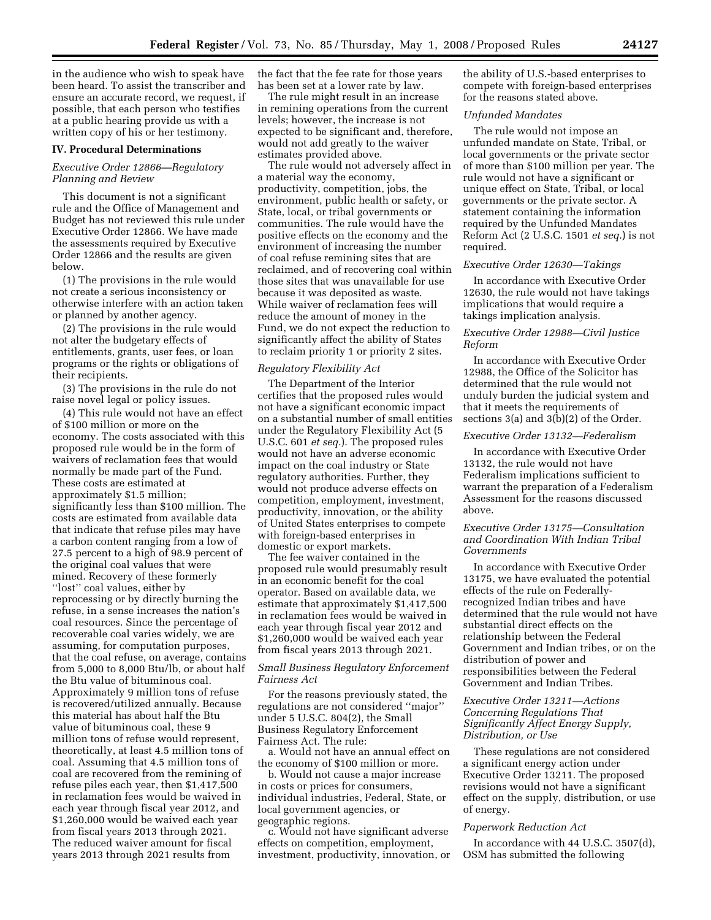in the audience who wish to speak have been heard. To assist the transcriber and ensure an accurate record, we request, if possible, that each person who testifies at a public hearing provide us with a written copy of his or her testimony.

## IV. Procedural Determinations

### *Executive Order 12866—Regulatory Planning and Review*

This document is not a significant rule and the Office of Management and Budget has not reviewed this rule under Executive Order 12866. We have made the assessments required by Executive Order 12866 and the results are given below.

(1) The provisions in the rule would not create a serious inconsistency or otherwise interfere with an action taken or planned by another agency.

(2) The provisions in the rule would not alter the budgetary effects of entitlements, grants, user fees, or loan programs or the rights or obligations of their recipients.

(3) The provisions in the rule do not raise novel legal or policy issues.

(4) This rule would not have an effect of $100 million or more on the economy. The costs associated with this proposed rule would be in the form of waivers of reclamation fees that would normally be made part of the Fund. These costs are estimated at approximately $1.5 million; significantly less than $100 million. The costs are estimated from available data that indicate that refuse piles may have a carbon content ranging from a low of 27.5 percent to a high of 98.9 percent of the original coal values that were mined. Recovery of these formerly ''lost'' coal values, either by reprocessing or by directly burning the refuse, in a sense increases the nation's coal resources. Since the percentage of recoverable coal varies widely, we are assuming, for computation purposes, that the coal refuse, on average, contains from 5,000 to 8,000 Btu/lb, or about half the Btu value of bituminous coal. Approximately 9 million tons of refuse is recovered/utilized annually. Because this material has about half the Btu value of bituminous coal, these 9 million tons of refuse would represent, theoretically, at least 4.5 million tons of coal. Assuming that 4.5 million tons of coal are recovered from the remining of refuse piles each year, then $1,417,500 in reclamation fees would be waived in each year through fiscal year 2012, and $1,260,000 would be waived each year from fiscal years 2013 through 2021. The reduced waiver amount for fiscal years 2013 through 2021 results from the fact that the fee rate for those years has been set at a lower rate by law.

The rule might result in an increase in remining operations from the current levels; however, the increase is not expected to be significant and, therefore, would not add greatly to the waiver estimates provided above.

The rule would not adversely affect in a material way the economy, productivity, competition, jobs, the environment, public health or safety, or State, local, or tribal governments or communities. The rule would have the positive effects on the economy and the environment of increasing the number of coal refuse remining sites that are reclaimed, and of recovering coal within those sites that was unavailable for use because it was deposited as waste. While waiver of reclamation fees will reduce the amount of money in the Fund, we do not expect the reduction to significantly affect the ability of States to reclaim priority 1 or priority 2 sites.

### *Regulatory Flexibility Act*

The Department of the Interior certifies that the proposed rules would not have a significant economic impact on a substantial number of small entities under the Regulatory Flexibility Act (5 U.S.C. 601 *et seq.*). The proposed rules would not have an adverse economic impact on the coal industry or State regulatory authorities. Further, they would not produce adverse effects on competition, employment, investment, productivity, innovation, or the ability of United States enterprises to compete with foreign-based enterprises in domestic or export markets.

The fee waiver contained in the proposed rule would presumably result in an economic benefit for the coal operator. Based on available data, we estimate that approximately $1,417,500 in reclamation fees would be waived in each year through fiscal year 2012 and $1,260,000 would be waived each year from fiscal years 2013 through 2021.

### *Small Business Regulatory Enforcement Fairness Act*

For the reasons previously stated, the regulations are not considered ''major'' under 5 U.S.C. 804(2), the Small Business Regulatory Enforcement Fairness Act. The rule:

a. Would not have an annual effect on the economy of $100 million or more.

b. Would not cause a major increase in costs or prices for consumers, individual industries, Federal, State, or local government agencies, or geographic regions.

c. Would not have significant adverse effects on competition, employment, investment, productivity, innovation, or the ability of U.S.-based enterprises to compete with foreign-based enterprises for the reasons stated above.

### *Unfunded Mandates*

The rule would not impose an unfunded mandate on State, Tribal, or local governments or the private sector of more than $100 million per year. The rule would not have a significant or unique effect on State, Tribal, or local governments or the private sector. A statement containing the information required by the Unfunded Mandates Reform Act (2 U.S.C. 1501 *et seq.*) is not required.

### *Executive Order 12630—Takings*

In accordance with Executive Order 12630, the rule would not have takings implications that would require a takings implication analysis.

### *Executive Order 12988—Civil Justice Reform*

In accordance with Executive Order 12988, the Office of the Solicitor has determined that the rule would not unduly burden the judicial system and that it meets the requirements of sections 3(a) and 3(b)(2) of the Order.

### *Executive Order 13132—Federalism*

In accordance with Executive Order 13132, the rule would not have Federalism implications sufficient to warrant the preparation of a Federalism Assessment for the reasons discussed above.

### *Executive Order 13175—Consultation and Coordination With Indian Tribal Governments*

In accordance with Executive Order 13175, we have evaluated the potential effects of the rule on Federally-recognized Indian tribes and have determined that the rule would not have substantial direct effects on the relationship between the Federal Government and Indian tribes, or on the distribution of power and responsibilities between the Federal Government and Indian Tribes.

### *Executive Order 13211—Actions Concerning Regulations That Significantly Affect Energy Supply, Distribution, or Use*

These regulations are not considered a significant energy action under Executive Order 13211. The proposed revisions would not have a significant effect on the supply, distribution, or use of energy.

### *Paperwork Reduction Act*

In accordance with 44 U.S.C. 3507(d), OSM has submitted the following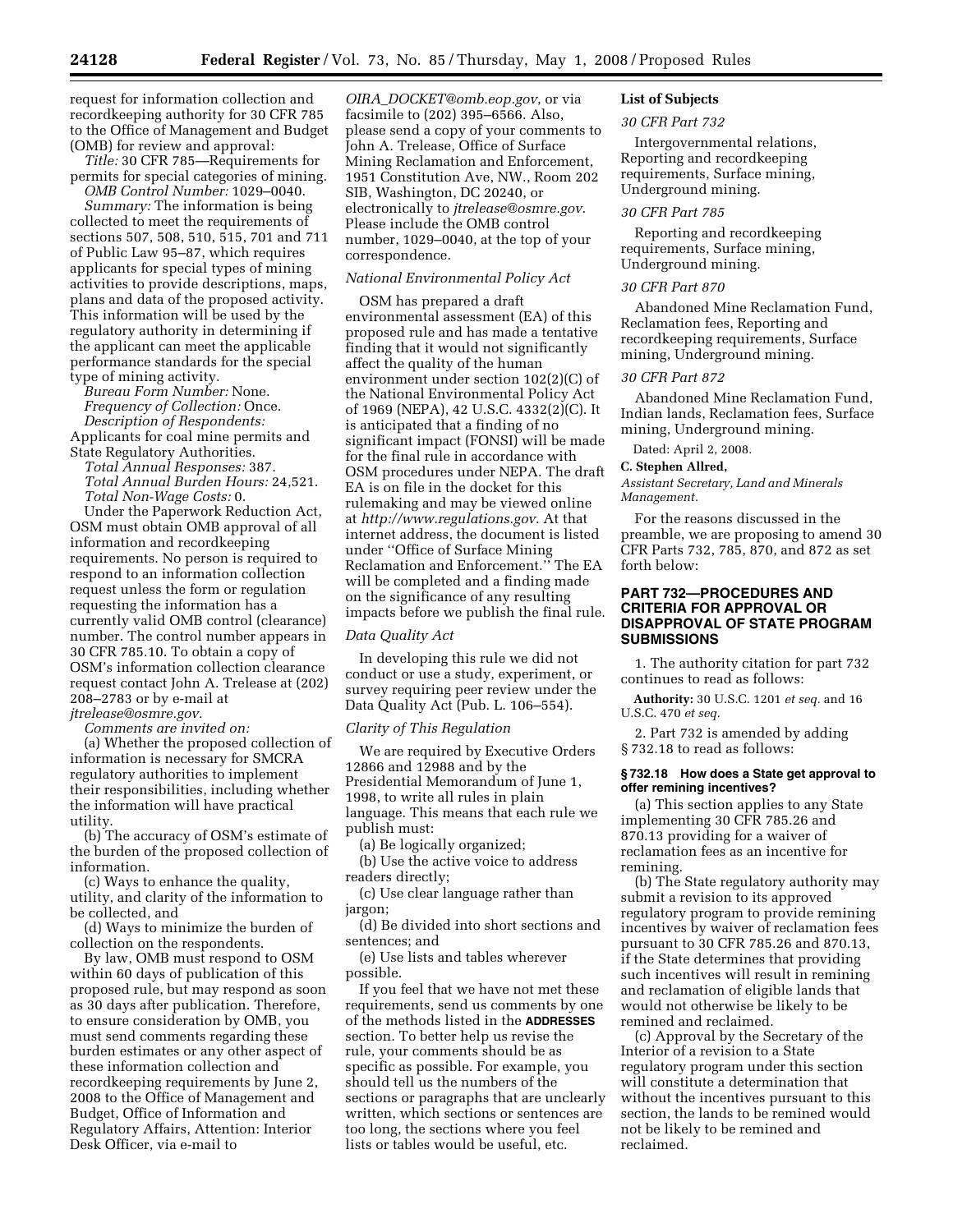request for information collection and recordkeeping authority for 30 CFR 785 to the Office of Management and Budget (OMB) for review and approval:

*Title:* 30 CFR 785—Requirements for permits for special categories of mining.

*OMB Control Number:* 1029–0040.

*Summary:* The information is being collected to meet the requirements of sections 507, 508, 510, 515, 701 and 711 of Public Law 95–87, which requires applicants for special types of mining activities to provide descriptions, maps, plans and data of the proposed activity. This information will be used by the regulatory authority in determining if the applicant can meet the applicable performance standards for the special type of mining activity.

*Bureau Form Number:* None.

*Frequency of Collection:* Once.

*Description of Respondents:* Applicants for coal mine permits and State Regulatory Authorities.

*Total Annual Responses:* 387.

*Total Annual Burden Hours:* 24,521.

*Total Non-Wage Costs:* 0.

Under the Paperwork Reduction Act, OSM must obtain OMB approval of all information and recordkeeping requirements. No person is required to respond to an information collection request unless the form or regulation requesting the information has a currently valid OMB control (clearance) number. The control number appears in 30 CFR 785.10. To obtain a copy of OSM's information collection clearance request contact John A. Trelease at (202) 208–2783 or by e-mail at *jtrelease@osmre.gov*.

*Comments are invited on:*

(a) Whether the proposed collection of information is necessary for SMCRA regulatory authorities to implement their responsibilities, including whether the information will have practical utility.

(b) The accuracy of OSM's estimate of the burden of the proposed collection of information.

(c) Ways to enhance the quality, utility, and clarity of the information to be collected, and

(d) Ways to minimize the burden of collection on the respondents.

By law, OMB must respond to OSM within 60 days of publication of this proposed rule, but may respond as soon as 30 days after publication. Therefore, to ensure consideration by OMB, you must send comments regarding these burden estimates or any other aspect of these information collection and recordkeeping requirements by June 2, 2008 to the Office of Management and Budget, Office of Information and Regulatory Affairs, Attention: Interior Desk Officer, via e-mail to *OIRA_DOCKET@omb.eop.gov*, or via facsimile to (202) 395–6566. Also, please send a copy of your comments to John A. Trelease, Office of Surface Mining Reclamation and Enforcement, 1951 Constitution Ave, NW., Room 202 SIB, Washington, DC 20240, or electronically to *jtrelease@osmre.gov*. Please include the OMB control number, 1029–0040, at the top of your correspondence.

*National Environmental Policy Act*

OSM has prepared a draft environmental assessment (EA) of this proposed rule and has made a tentative finding that it would not significantly affect the quality of the human environment under section 102(2)(C) of the National Environmental Policy Act of 1969 (NEPA), 42 U.S.C. 4332(2)(C). It is anticipated that a finding of no significant impact (FONSI) will be made for the final rule in accordance with OSM procedures under NEPA. The draft EA is on file in the docket for this rulemaking and may be viewed online at *http://www.regulations.gov*. At that internet address, the document is listed under ''Office of Surface Mining Reclamation and Enforcement.'' The EA will be completed and a finding made on the significance of any resulting impacts before we publish the final rule.

*Data Quality Act*

In developing this rule we did not conduct or use a study, experiment, or survey requiring peer review under the Data Quality Act (Pub. L. 106–554).

*Clarity of This Regulation*

We are required by Executive Orders 12866 and 12988 and by the Presidential Memorandum of June 1, 1998, to write all rules in plain language. This means that each rule we publish must:

(a) Be logically organized;

(b) Use the active voice to address readers directly;

(c) Use clear language rather than jargon;

(d) Be divided into short sections and sentences; and

(e) Use lists and tables wherever possible.

If you feel that we have not met these requirements, send us comments by one of the methods listed in the **ADDRESSES** section. To better help us revise the rule, your comments should be as specific as possible. For example, you should tell us the numbers of the sections or paragraphs that are unclearly written, which sections or sentences are too long, the sections where you feel lists or tables would be useful, etc.

**List of Subjects**

*30 CFR Part 732*

Intergovernmental relations, Reporting and recordkeeping requirements, Surface mining, Underground mining.

*30 CFR Part 785*

Reporting and recordkeeping requirements, Surface mining, Underground mining.

*30 CFR Part 870*

Abandoned Mine Reclamation Fund, Reclamation fees, Reporting and recordkeeping requirements, Surface mining, Underground mining.

*30 CFR Part 872*

Abandoned Mine Reclamation Fund, Indian lands, Reclamation fees, Surface mining, Underground mining.

Dated: April 2, 2008.

**C. Stephen Allred,**

*Assistant Secretary, Land and Minerals Management.*

For the reasons discussed in the preamble, we are proposing to amend 30 CFR Parts 732, 785, 870, and 872 as set forth below:

## PART 732—PROCEDURES AND CRITERIA FOR APPROVAL OR DISAPPROVAL OF STATE PROGRAM SUBMISSIONS

1. The authority citation for part 732 continues to read as follows:

**Authority:** 30 U.S.C. 1201 *et seq.* and 16 U.S.C. 470 *et seq.*

2. Part 732 is amended by adding § 732.18 to read as follows:

### § 732.18 How does a State get approval to offer remining incentives?

(a) This section applies to any State implementing 30 CFR 785.26 and 870.13 providing for a waiver of reclamation fees as an incentive for remining.

(b) The State regulatory authority may submit a revision to its approved regulatory program to provide remining incentives by waiver of reclamation fees pursuant to 30 CFR 785.26 and 870.13, if the State determines that providing such incentives will result in remining and reclamation of eligible lands that would not otherwise be likely to be remined and reclaimed.

(c) Approval by the Secretary of the Interior of a revision to a State regulatory program under this section will constitute a determination that without the incentives pursuant to this section, the lands to be remined would not be likely to be remined and reclaimed.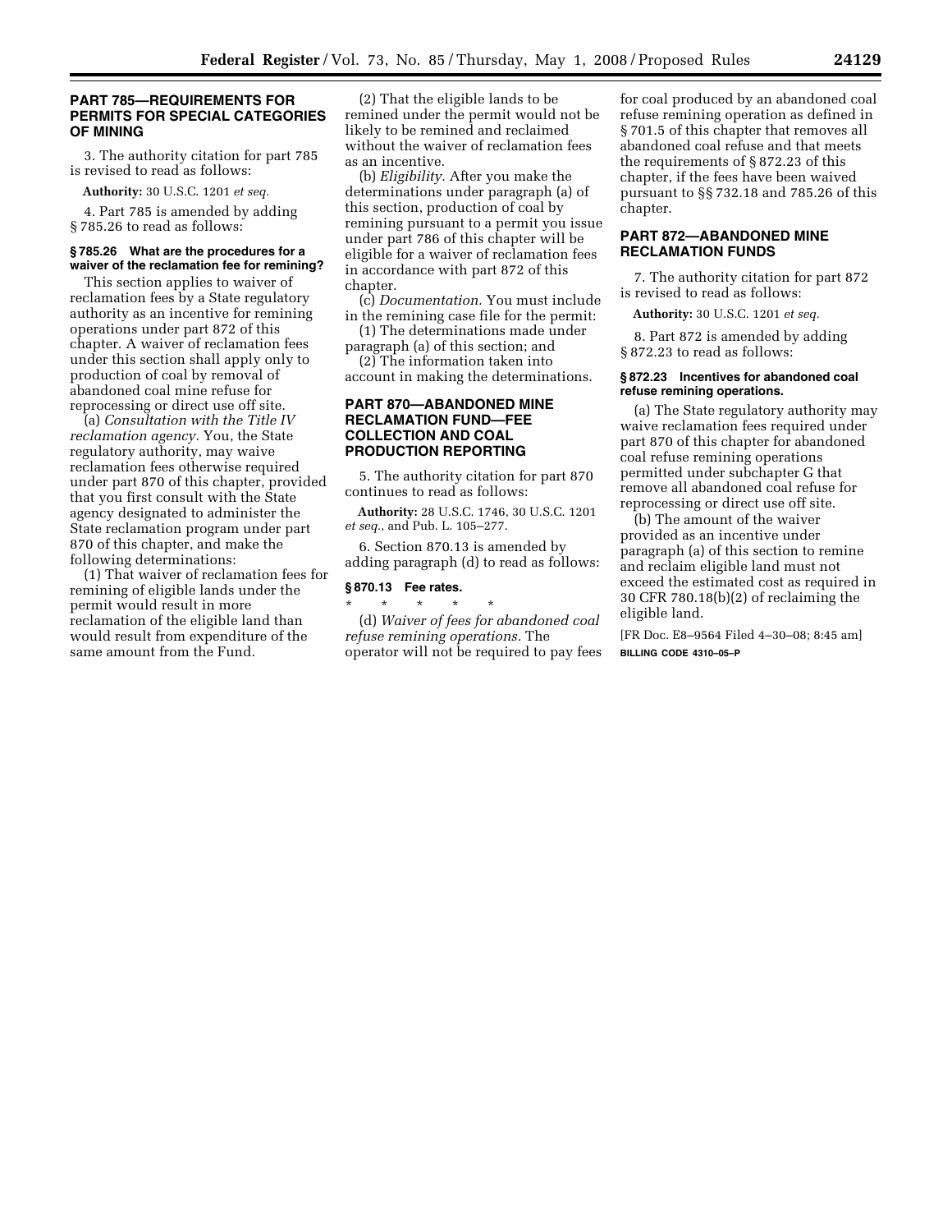## PART 785—REQUIREMENTS FOR PERMITS FOR SPECIAL CATEGORIES OF MINING

3. The authority citation for part 785 is revised to read as follows:

**Authority:** 30 U.S.C. 1201 *et seq.*

4. Part 785 is amended by adding § 785.26 to read as follows:

### § 785.26 What are the procedures for a waiver of the reclamation fee for remining?

This section applies to waiver of reclamation fees by a State regulatory authority as an incentive for remining operations under part 872 of this chapter. A waiver of reclamation fees under this section shall apply only to production of coal by removal of abandoned coal mine refuse for reprocessing or direct use off site.

(a) *Consultation with the Title IV reclamation agency.* You, the State regulatory authority, may waive reclamation fees otherwise required under part 870 of this chapter, provided that you first consult with the State agency designated to administer the State reclamation program under part 870 of this chapter, and make the following determinations:

(1) That waiver of reclamation fees for remining of eligible lands under the permit would result in more reclamation of the eligible land than would result from expenditure of the same amount from the Fund.

(2) That the eligible lands to be remined under the permit would not be likely to be remined and reclaimed without the waiver of reclamation fees as an incentive.

(b) *Eligibility.* After you make the determinations under paragraph (a) of this section, production of coal by remining pursuant to a permit you issue under part 786 of this chapter will be eligible for a waiver of reclamation fees in accordance with part 872 of this chapter.

(c) *Documentation.* You must include in the remining case file for the permit:

(1) The determinations made under paragraph (a) of this section; and

(2) The information taken into account in making the determinations.

## PART 870—ABANDONED MINE RECLAMATION FUND—FEE COLLECTION AND COAL PRODUCTION REPORTING

5. The authority citation for part 870 continues to read as follows:

**Authority:** 28 U.S.C. 1746, 30 U.S.C. 1201 *et seq.*, and Pub. L. 105–277.

6. Section 870.13 is amended by adding paragraph (d) to read as follows:

### § 870.13 Fee rates.

\* \* \* \* \*

(d) *Waiver of fees for abandoned coal refuse remining operations.* The operator will not be required to pay fees for coal produced by an abandoned coal refuse remining operation as defined in § 701.5 of this chapter that removes all abandoned coal refuse and that meets the requirements of § 872.23 of this chapter, if the fees have been waived pursuant to §§ 732.18 and 785.26 of this chapter.

## PART 872—ABANDONED MINE RECLAMATION FUNDS

7. The authority citation for part 872 is revised to read as follows:

**Authority:** 30 U.S.C. 1201 *et seq.*

8. Part 872 is amended by adding § 872.23 to read as follows:

### § 872.23 Incentives for abandoned coal refuse remining operations.

(a) The State regulatory authority may waive reclamation fees required under part 870 of this chapter for abandoned coal refuse remining operations permitted under subchapter G that remove all abandoned coal refuse for reprocessing or direct use off site.

(b) The amount of the waiver provided as an incentive under paragraph (a) of this section to remine and reclaim eligible land must not exceed the estimated cost as required in 30 CFR 780.18(b)(2) of reclaiming the eligible land.

[FR Doc. E8–9564 Filed 4–30–08; 8:45 am]

**BILLING CODE 4310–05–P**